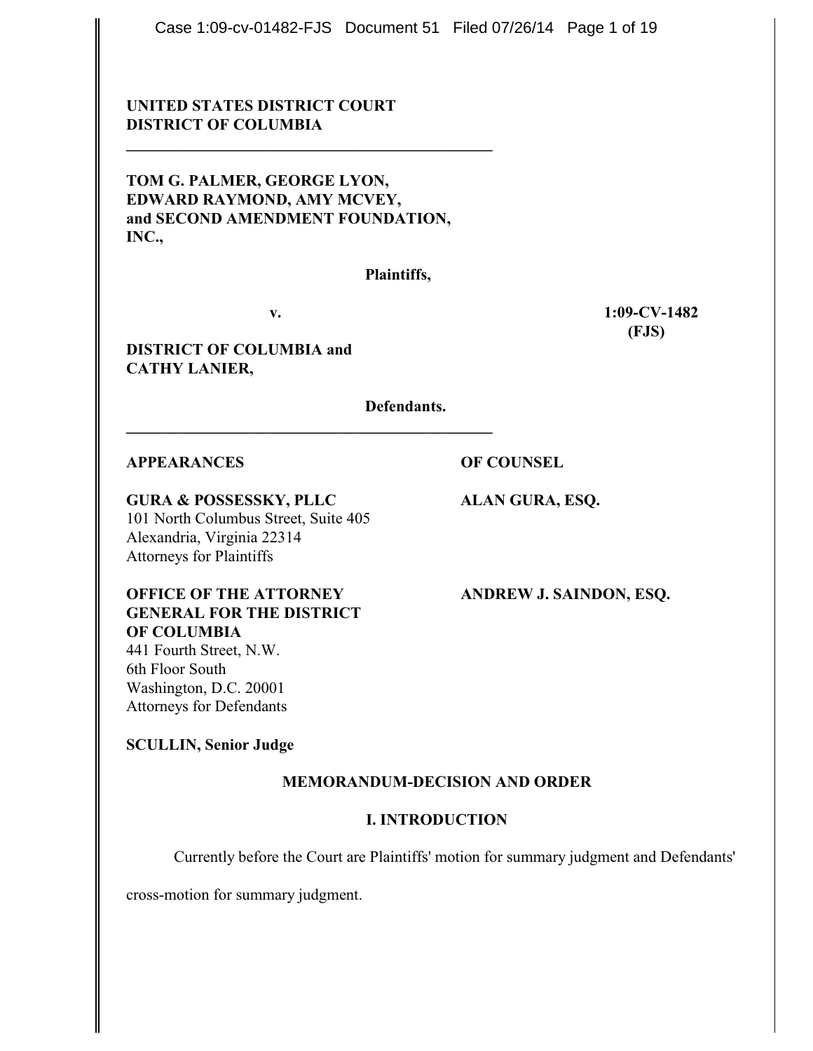**UNITED STATES DISTRICT COURT**
**DISTRICT OF COLUMBIA**

---

**TOM G. PALMER, GEORGE LYON, EDWARD RAYMOND, AMY MCVEY, and SECOND AMENDMENT FOUNDATION, INC.,**

**Plaintiffs,**

**v.** **1:09-CV-1482 (FJS)**

**DISTRICT OF COLUMBIA and CATHY LANIER,**

**Defendants.**

---

| **APPEARANCES** | **OF COUNSEL** |
| --- | --- |
| **GURA & POSSESSKY, PLLC**<br>101 North Columbus Street, Suite 405<br>Alexandria, Virginia 22314<br>Attorneys for Plaintiffs | **ALAN GURA, ESQ.** |
| **OFFICE OF THE ATTORNEY GENERAL FOR THE DISTRICT OF COLUMBIA**<br>441 Fourth Street, N.W.<br>6th Floor South<br>Washington, D.C. 20001<br>Attorneys for Defendants | **ANDREW J. SAINDON, ESQ.** |

**SCULLIN, Senior Judge**

## MEMORANDUM-DECISION AND ORDER

### I. INTRODUCTION

Currently before the Court are Plaintiffs' motion for summary judgment and Defendants' cross-motion for summary judgment.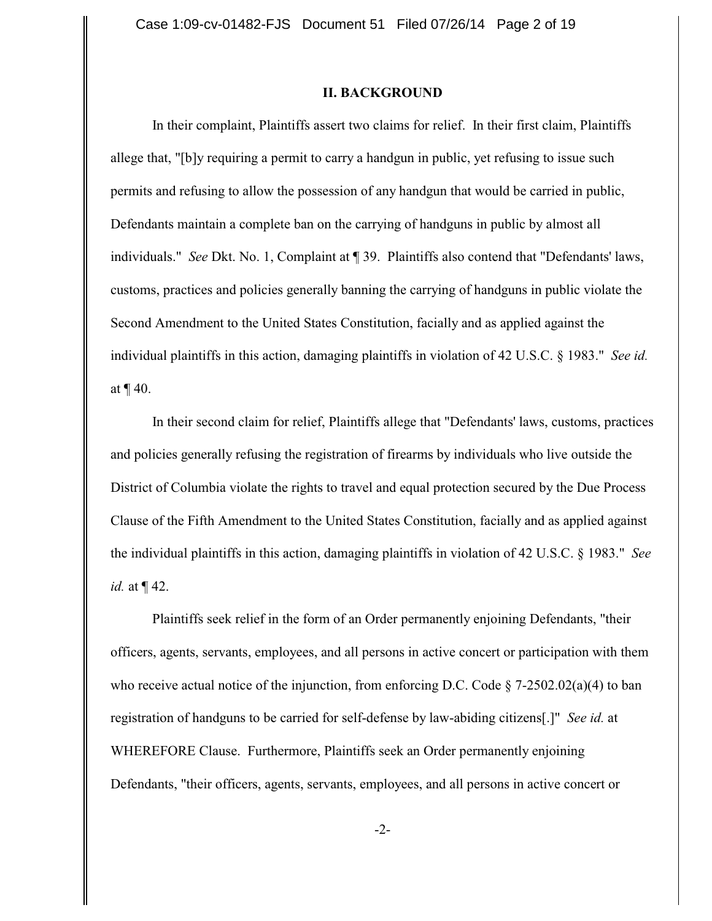## II. BACKGROUND

In their complaint, Plaintiffs assert two claims for relief. In their first claim, Plaintiffs allege that, "[b]y requiring a permit to carry a handgun in public, yet refusing to issue such permits and refusing to allow the possession of any handgun that would be carried in public, Defendants maintain a complete ban on the carrying of handguns in public by almost all individuals." *See* Dkt. No. 1, Complaint at ¶ 39. Plaintiffs also contend that "Defendants' laws, customs, practices and policies generally banning the carrying of handguns in public violate the Second Amendment to the United States Constitution, facially and as applied against the individual plaintiffs in this action, damaging plaintiffs in violation of 42 U.S.C. § 1983." *See id.* at ¶ 40.

In their second claim for relief, Plaintiffs allege that "Defendants' laws, customs, practices and policies generally refusing the registration of firearms by individuals who live outside the District of Columbia violate the rights to travel and equal protection secured by the Due Process Clause of the Fifth Amendment to the United States Constitution, facially and as applied against the individual plaintiffs in this action, damaging plaintiffs in violation of 42 U.S.C. § 1983." *See id.* at ¶ 42.

Plaintiffs seek relief in the form of an Order permanently enjoining Defendants, "their officers, agents, servants, employees, and all persons in active concert or participation with them who receive actual notice of the injunction, from enforcing D.C. Code § 7-2502.02(a)(4) to ban registration of handguns to be carried for self-defense by law-abiding citizens[.]" *See id.* at WHEREFORE Clause. Furthermore, Plaintiffs seek an Order permanently enjoining Defendants, "their officers, agents, servants, employees, and all persons in active concert or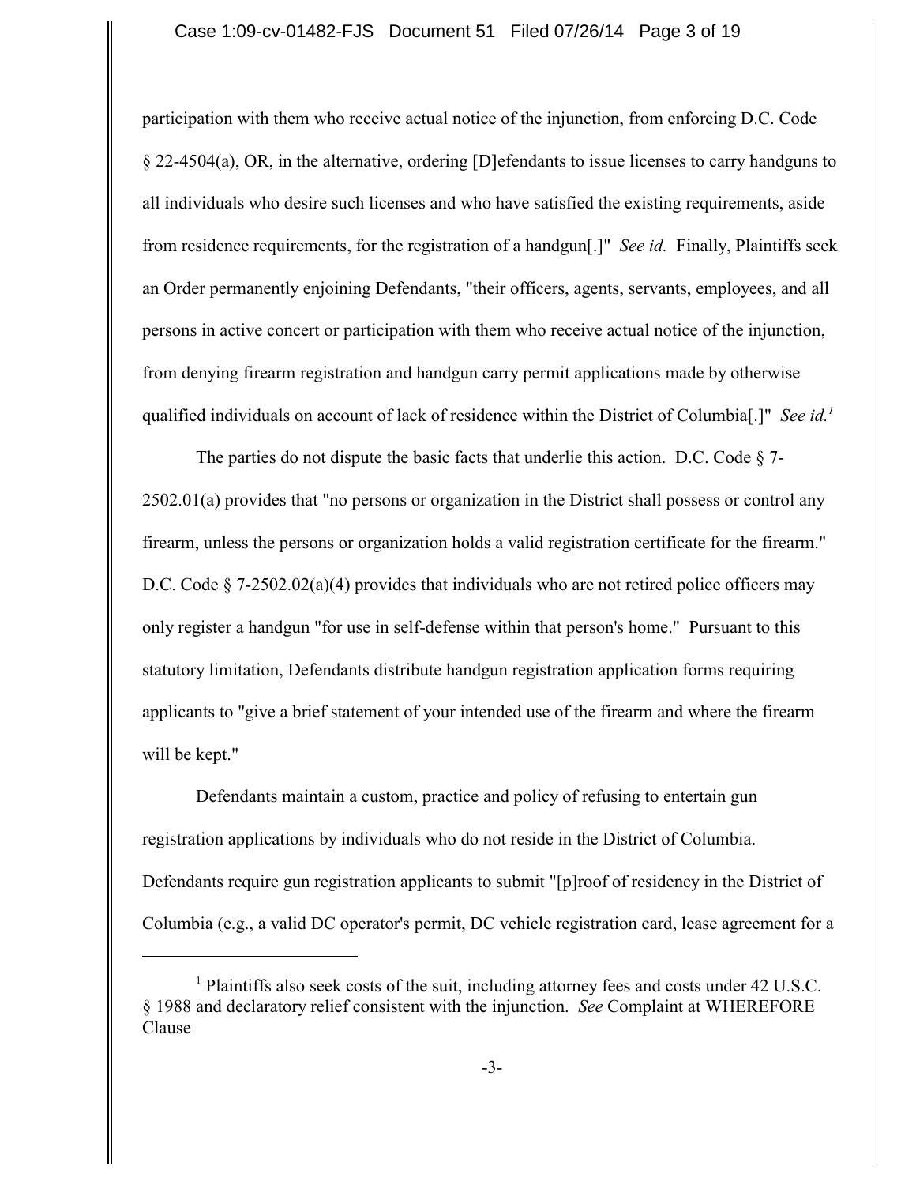participation with them who receive actual notice of the injunction, from enforcing D.C. Code § 22-4504(a), OR, in the alternative, ordering [D]efendants to issue licenses to carry handguns to all individuals who desire such licenses and who have satisfied the existing requirements, aside from residence requirements, for the registration of a handgun[.]" *See id.* Finally, Plaintiffs seek an Order permanently enjoining Defendants, "their officers, agents, servants, employees, and all persons in active concert or participation with them who receive actual notice of the injunction, from denying firearm registration and handgun carry permit applications made by otherwise qualified individuals on account of lack of residence within the District of Columbia[.]" *See id.*[1]

The parties do not dispute the basic facts that underlie this action. D.C. Code § 7-2502.01(a) provides that "no persons or organization in the District shall possess or control any firearm, unless the persons or organization holds a valid registration certificate for the firearm." D.C. Code § 7-2502.02(a)(4) provides that individuals who are not retired police officers may only register a handgun "for use in self-defense within that person's home." Pursuant to this statutory limitation, Defendants distribute handgun registration application forms requiring applicants to "give a brief statement of your intended use of the firearm and where the firearm will be kept."

Defendants maintain a custom, practice and policy of refusing to entertain gun registration applications by individuals who do not reside in the District of Columbia. Defendants require gun registration applicants to submit "[p]roof of residency in the District of Columbia (e.g., a valid DC operator's permit, DC vehicle registration card, lease agreement for a

---

[1] Plaintiffs also seek costs of the suit, including attorney fees and costs under 42 U.S.C. § 1988 and declaratory relief consistent with the injunction. *See* Complaint at WHEREFORE Clause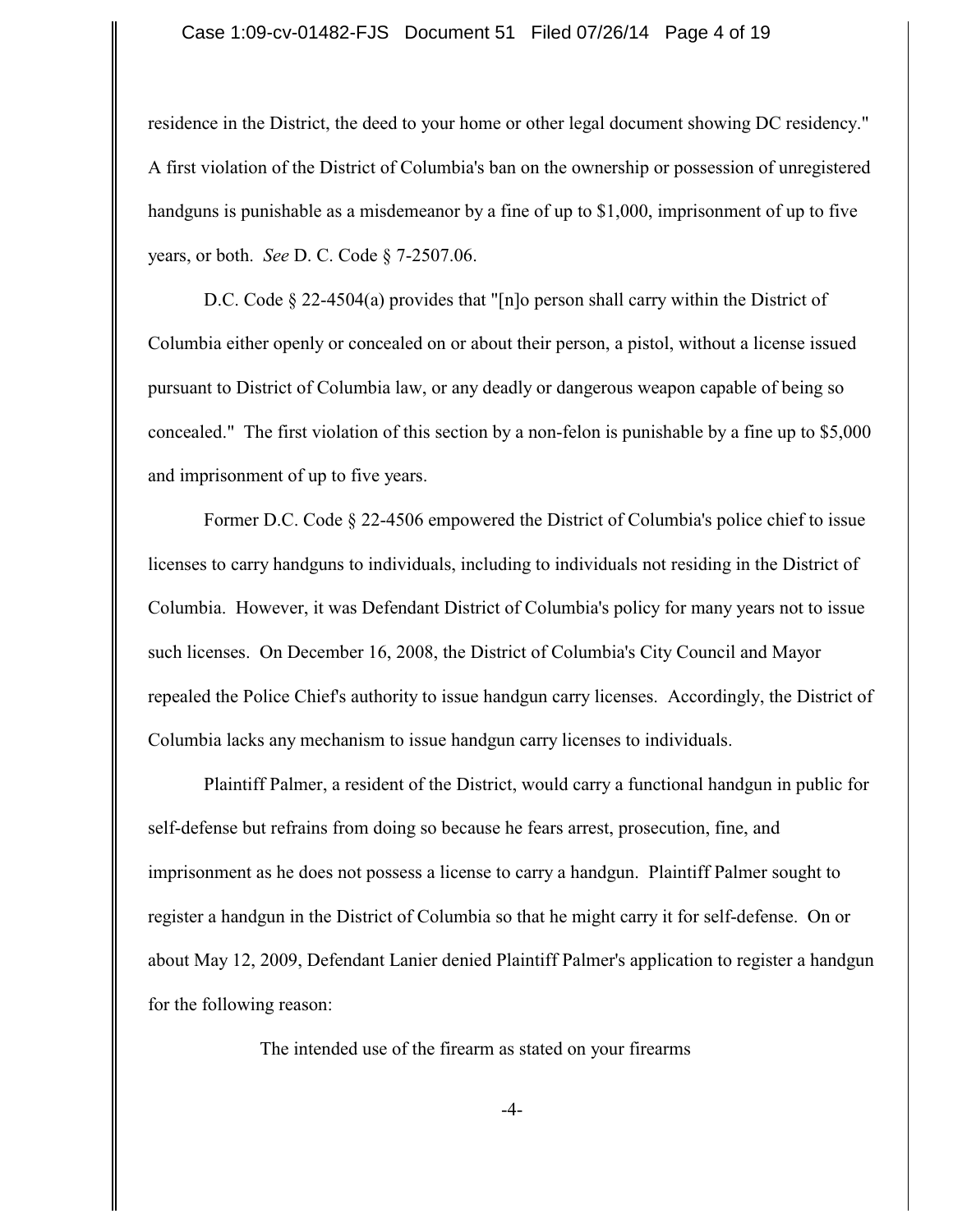residence in the District, the deed to your home or other legal document showing DC residency." A first violation of the District of Columbia's ban on the ownership or possession of unregistered handguns is punishable as a misdemeanor by a fine of up to $1,000, imprisonment of up to five years, or both. *See* D. C. Code § 7-2507.06.

D.C. Code § 22-4504(a) provides that "[n]o person shall carry within the District of Columbia either openly or concealed on or about their person, a pistol, without a license issued pursuant to District of Columbia law, or any deadly or dangerous weapon capable of being so concealed." The first violation of this section by a non-felon is punishable by a fine up to $5,000 and imprisonment of up to five years.

Former D.C. Code § 22-4506 empowered the District of Columbia's police chief to issue licenses to carry handguns to individuals, including to individuals not residing in the District of Columbia. However, it was Defendant District of Columbia's policy for many years not to issue such licenses. On December 16, 2008, the District of Columbia's City Council and Mayor repealed the Police Chief's authority to issue handgun carry licenses. Accordingly, the District of Columbia lacks any mechanism to issue handgun carry licenses to individuals.

Plaintiff Palmer, a resident of the District, would carry a functional handgun in public for self-defense but refrains from doing so because he fears arrest, prosecution, fine, and imprisonment as he does not possess a license to carry a handgun. Plaintiff Palmer sought to register a handgun in the District of Columbia so that he might carry it for self-defense. On or about May 12, 2009, Defendant Lanier denied Plaintiff Palmer's application to register a handgun for the following reason:

> The intended use of the firearm as stated on your firearms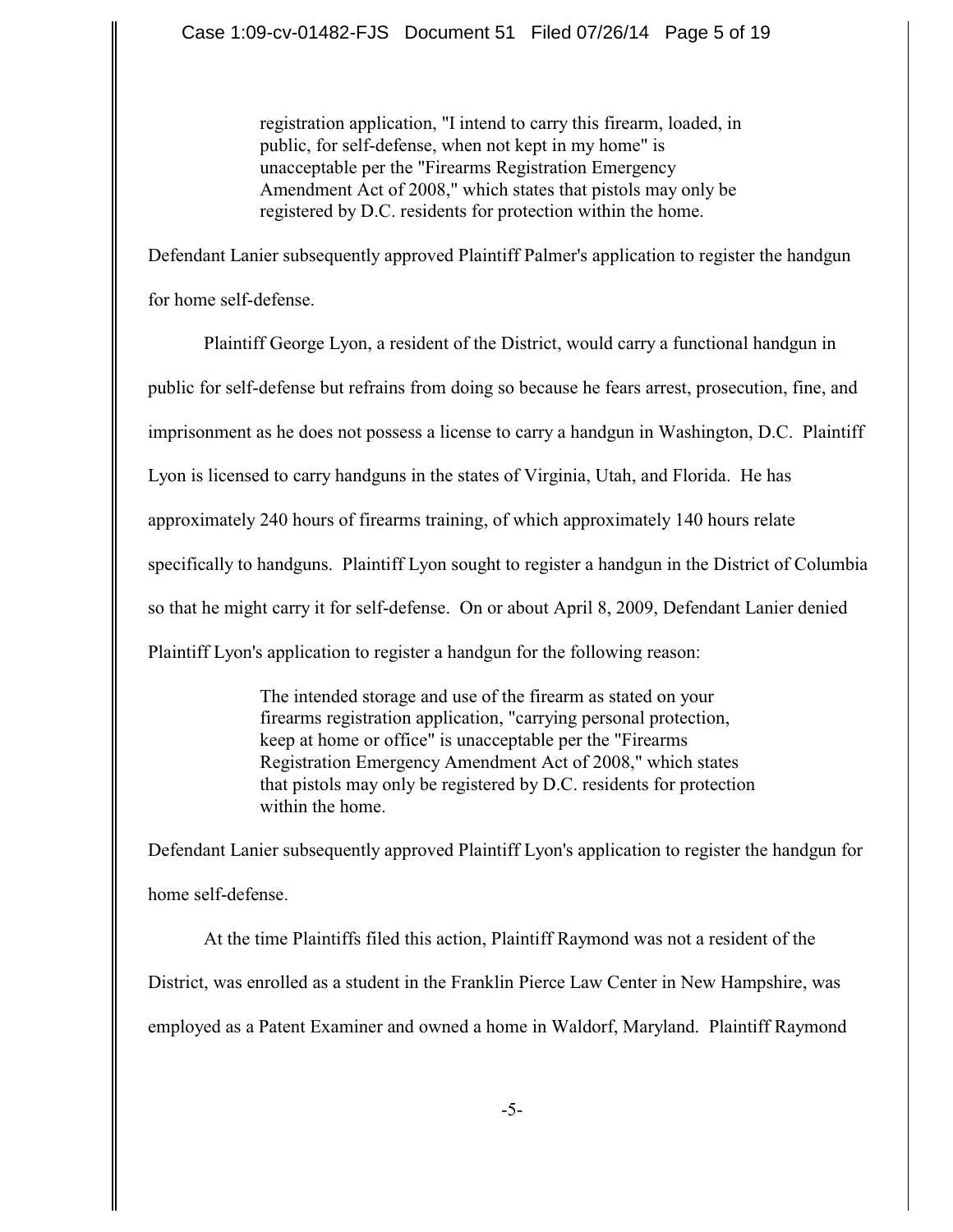> registration application, "I intend to carry this firearm, loaded, in public, for self-defense, when not kept in my home" is unacceptable per the "Firearms Registration Emergency Amendment Act of 2008," which states that pistols may only be registered by D.C. residents for protection within the home.

Defendant Lanier subsequently approved Plaintiff Palmer's application to register the handgun for home self-defense.

Plaintiff George Lyon, a resident of the District, would carry a functional handgun in public for self-defense but refrains from doing so because he fears arrest, prosecution, fine, and imprisonment as he does not possess a license to carry a handgun in Washington, D.C. Plaintiff Lyon is licensed to carry handguns in the states of Virginia, Utah, and Florida. He has approximately 240 hours of firearms training, of which approximately 140 hours relate specifically to handguns. Plaintiff Lyon sought to register a handgun in the District of Columbia so that he might carry it for self-defense. On or about April 8, 2009, Defendant Lanier denied Plaintiff Lyon's application to register a handgun for the following reason:

> The intended storage and use of the firearm as stated on your firearms registration application, "carrying personal protection, keep at home or office" is unacceptable per the "Firearms Registration Emergency Amendment Act of 2008," which states that pistols may only be registered by D.C. residents for protection within the home.

Defendant Lanier subsequently approved Plaintiff Lyon's application to register the handgun for home self-defense.

At the time Plaintiffs filed this action, Plaintiff Raymond was not a resident of the District, was enrolled as a student in the Franklin Pierce Law Center in New Hampshire, was employed as a Patent Examiner and owned a home in Waldorf, Maryland. Plaintiff Raymond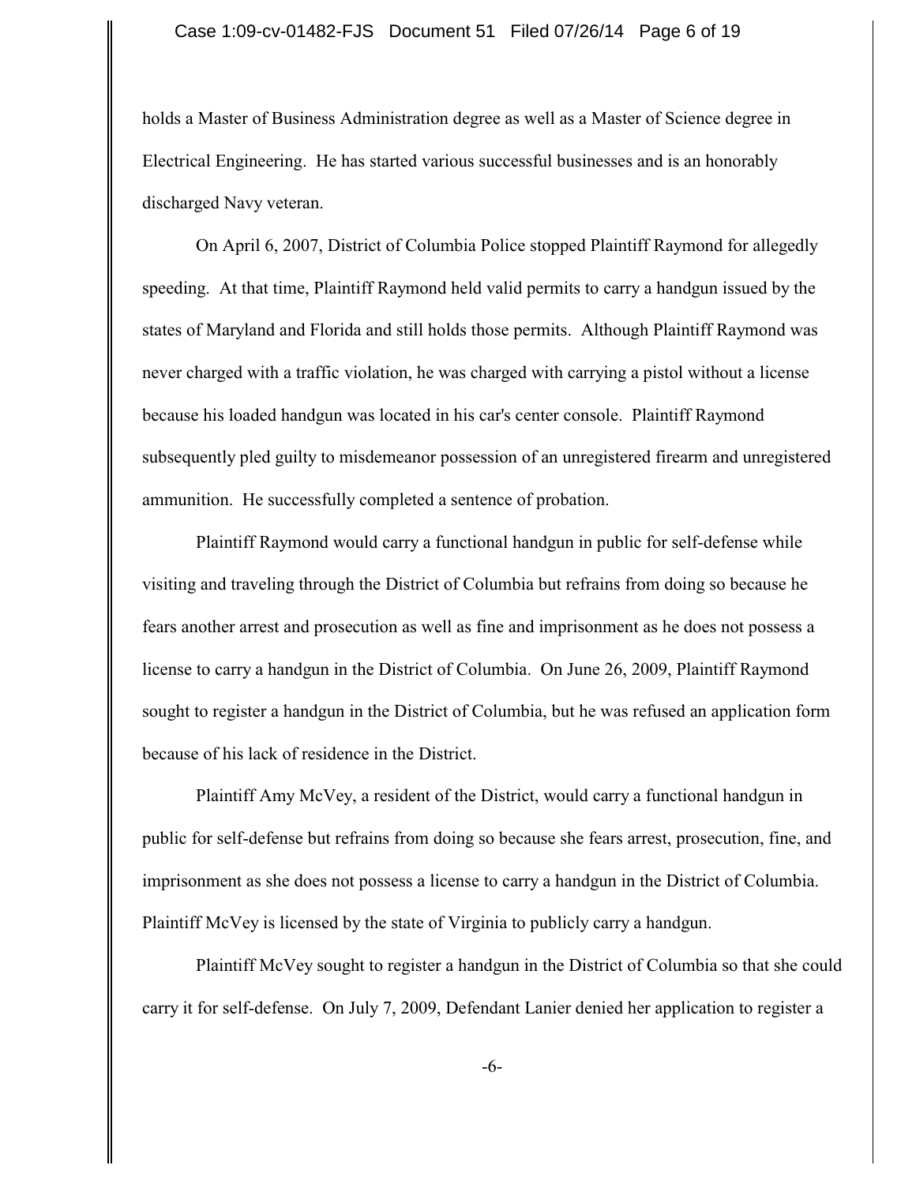holds a Master of Business Administration degree as well as a Master of Science degree in Electrical Engineering. He has started various successful businesses and is an honorably discharged Navy veteran.

On April 6, 2007, District of Columbia Police stopped Plaintiff Raymond for allegedly speeding. At that time, Plaintiff Raymond held valid permits to carry a handgun issued by the states of Maryland and Florida and still holds those permits. Although Plaintiff Raymond was never charged with a traffic violation, he was charged with carrying a pistol without a license because his loaded handgun was located in his car's center console. Plaintiff Raymond subsequently pled guilty to misdemeanor possession of an unregistered firearm and unregistered ammunition. He successfully completed a sentence of probation.

Plaintiff Raymond would carry a functional handgun in public for self-defense while visiting and traveling through the District of Columbia but refrains from doing so because he fears another arrest and prosecution as well as fine and imprisonment as he does not possess a license to carry a handgun in the District of Columbia. On June 26, 2009, Plaintiff Raymond sought to register a handgun in the District of Columbia, but he was refused an application form because of his lack of residence in the District.

Plaintiff Amy McVey, a resident of the District, would carry a functional handgun in public for self-defense but refrains from doing so because she fears arrest, prosecution, fine, and imprisonment as she does not possess a license to carry a handgun in the District of Columbia. Plaintiff McVey is licensed by the state of Virginia to publicly carry a handgun.

Plaintiff McVey sought to register a handgun in the District of Columbia so that she could carry it for self-defense. On July 7, 2009, Defendant Lanier denied her application to register a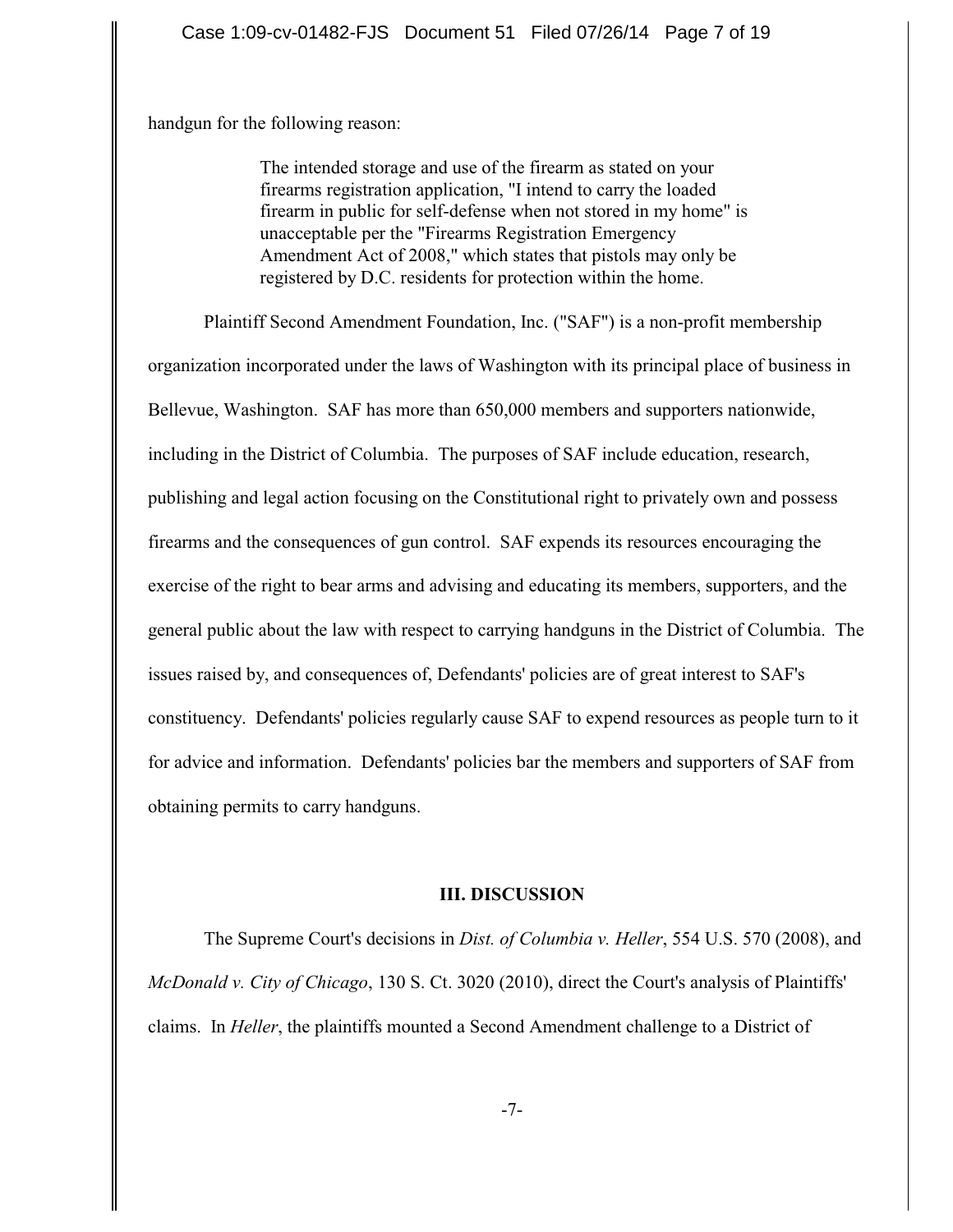handgun for the following reason:

> The intended storage and use of the firearm as stated on your firearms registration application, "I intend to carry the loaded firearm in public for self-defense when not stored in my home" is unacceptable per the "Firearms Registration Emergency Amendment Act of 2008," which states that pistols may only be registered by D.C. residents for protection within the home.

Plaintiff Second Amendment Foundation, Inc. ("SAF") is a non-profit membership organization incorporated under the laws of Washington with its principal place of business in Bellevue, Washington. SAF has more than 650,000 members and supporters nationwide, including in the District of Columbia. The purposes of SAF include education, research, publishing and legal action focusing on the Constitutional right to privately own and possess firearms and the consequences of gun control. SAF expends its resources encouraging the exercise of the right to bear arms and advising and educating its members, supporters, and the general public about the law with respect to carrying handguns in the District of Columbia. The issues raised by, and consequences of, Defendants' policies are of great interest to SAF's constituency. Defendants' policies regularly cause SAF to expend resources as people turn to it for advice and information. Defendants' policies bar the members and supporters of SAF from obtaining permits to carry handguns.

## III. DISCUSSION

The Supreme Court's decisions in *Dist. of Columbia v. Heller*, 554 U.S. 570 (2008), and *McDonald v. City of Chicago*, 130 S. Ct. 3020 (2010), direct the Court's analysis of Plaintiffs' claims. In *Heller*, the plaintiffs mounted a Second Amendment challenge to a District of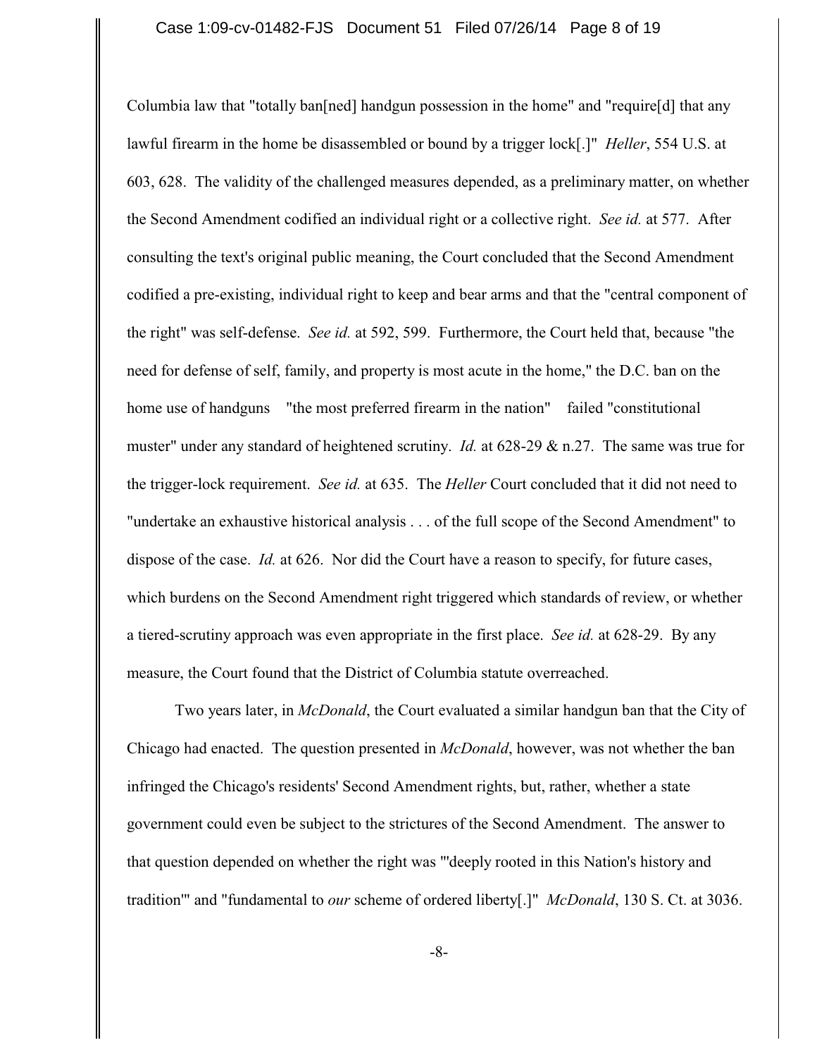Columbia law that "totally ban[ned] handgun possession in the home" and "require[d] that any lawful firearm in the home be disassembled or bound by a trigger lock[.]" *Heller*, 554 U.S. at 603, 628. The validity of the challenged measures depended, as a preliminary matter, on whether the Second Amendment codified an individual right or a collective right. *See id.* at 577. After consulting the text's original public meaning, the Court concluded that the Second Amendment codified a pre-existing, individual right to keep and bear arms and that the "central component of the right" was self-defense. *See id.* at 592, 599. Furthermore, the Court held that, because "the need for defense of self, family, and property is most acute in the home," the D.C. ban on the home use of handguns "the most preferred firearm in the nation" failed "constitutional muster" under any standard of heightened scrutiny. *Id.* at 628-29 & n.27. The same was true for the trigger-lock requirement. *See id.* at 635. The *Heller* Court concluded that it did not need to "undertake an exhaustive historical analysis . . . of the full scope of the Second Amendment" to dispose of the case. *Id.* at 626. Nor did the Court have a reason to specify, for future cases, which burdens on the Second Amendment right triggered which standards of review, or whether a tiered-scrutiny approach was even appropriate in the first place. *See id.* at 628-29. By any measure, the Court found that the District of Columbia statute overreached.

Two years later, in *McDonald*, the Court evaluated a similar handgun ban that the City of Chicago had enacted. The question presented in *McDonald*, however, was not whether the ban infringed the Chicago's residents' Second Amendment rights, but, rather, whether a state government could even be subject to the strictures of the Second Amendment. The answer to that question depended on whether the right was "'deeply rooted in this Nation's history and tradition'" and "fundamental to *our* scheme of ordered liberty[.]" *McDonald*, 130 S. Ct. at 3036.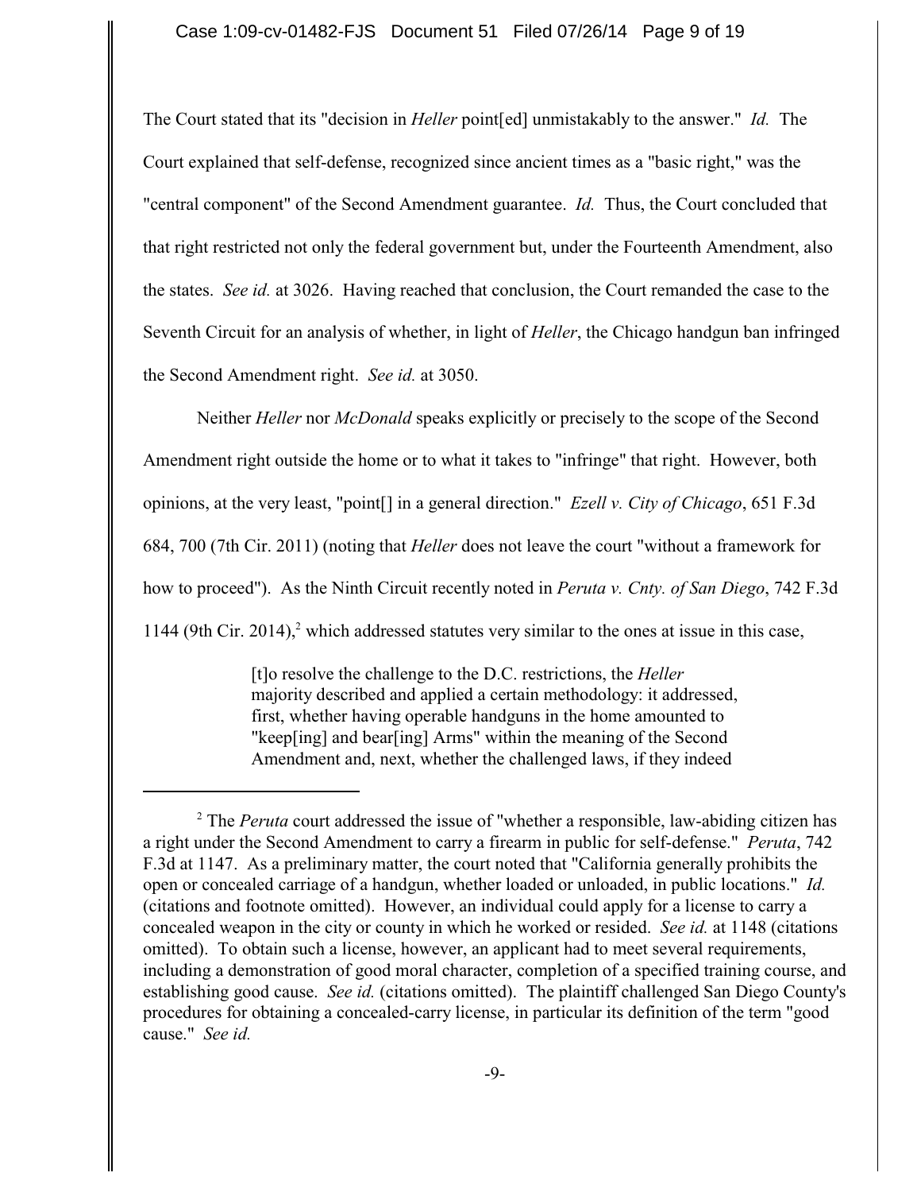The Court stated that its "decision in *Heller* point[ed] unmistakably to the answer." *Id.* The Court explained that self-defense, recognized since ancient times as a "basic right," was the "central component" of the Second Amendment guarantee. *Id.* Thus, the Court concluded that that right restricted not only the federal government but, under the Fourteenth Amendment, also the states. *See id.* at 3026. Having reached that conclusion, the Court remanded the case to the Seventh Circuit for an analysis of whether, in light of *Heller*, the Chicago handgun ban infringed the Second Amendment right. *See id.* at 3050.

Neither *Heller* nor *McDonald* speaks explicitly or precisely to the scope of the Second Amendment right outside the home or to what it takes to "infringe" that right. However, both opinions, at the very least, "point[] in a general direction." *Ezell v. City of Chicago*, 651 F.3d 684, 700 (7th Cir. 2011) (noting that *Heller* does not leave the court "without a framework for how to proceed"). As the Ninth Circuit recently noted in *Peruta v. Cnty. of San Diego*, 742 F.3d 1144 (9th Cir. 2014),[2] which addressed statutes very similar to the ones at issue in this case,

> [t]o resolve the challenge to the D.C. restrictions, the *Heller* majority described and applied a certain methodology: it addressed, first, whether having operable handguns in the home amounted to "keep[ing] and bear[ing] Arms" within the meaning of the Second Amendment and, next, whether the challenged laws, if they indeed

---

[2] The *Peruta* court addressed the issue of "whether a responsible, law-abiding citizen has a right under the Second Amendment to carry a firearm in public for self-defense." *Peruta*, 742 F.3d at 1147. As a preliminary matter, the court noted that "California generally prohibits the open or concealed carriage of a handgun, whether loaded or unloaded, in public locations." *Id.* (citations and footnote omitted). However, an individual could apply for a license to carry a concealed weapon in the city or county in which he worked or resided. *See id.* at 1148 (citations omitted). To obtain such a license, however, an applicant had to meet several requirements, including a demonstration of good moral character, completion of a specified training course, and establishing good cause. *See id.* (citations omitted). The plaintiff challenged San Diego County's procedures for obtaining a concealed-carry license, in particular its definition of the term "good cause." *See id.*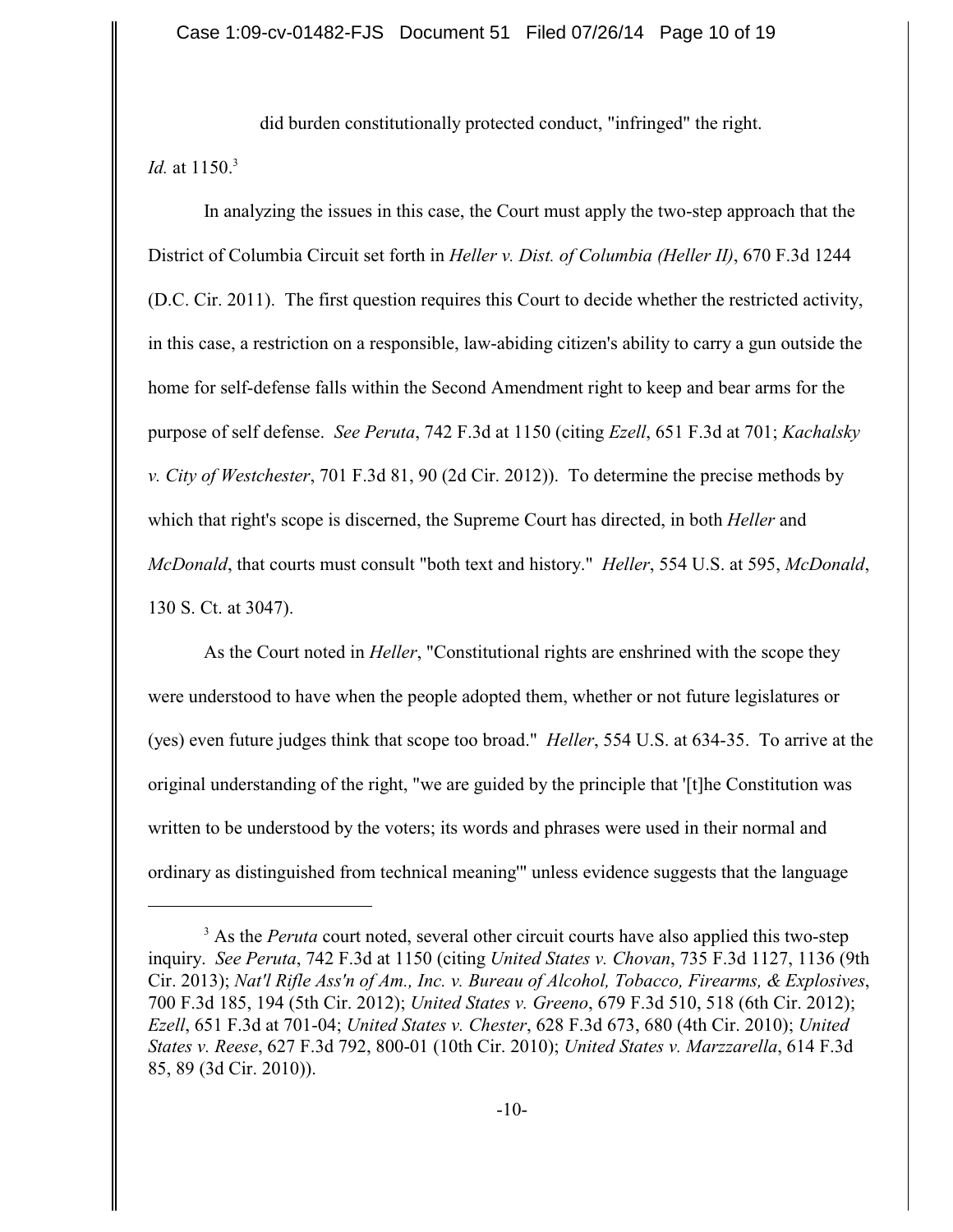did burden constitutionally protected conduct, "infringed" the right.

*Id.* at 1150.[3]

In analyzing the issues in this case, the Court must apply the two-step approach that the District of Columbia Circuit set forth in *Heller v. Dist. of Columbia (Heller II)*, 670 F.3d 1244 (D.C. Cir. 2011). The first question requires this Court to decide whether the restricted activity, in this case, a restriction on a responsible, law-abiding citizen's ability to carry a gun outside the home for self-defense falls within the Second Amendment right to keep and bear arms for the purpose of self defense. *See Peruta*, 742 F.3d at 1150 (citing *Ezell*, 651 F.3d at 701; *Kachalsky v. City of Westchester*, 701 F.3d 81, 90 (2d Cir. 2012)). To determine the precise methods by which that right's scope is discerned, the Supreme Court has directed, in both *Heller* and *McDonald*, that courts must consult "both text and history." *Heller*, 554 U.S. at 595, *McDonald*, 130 S. Ct. at 3047).

As the Court noted in *Heller*, "Constitutional rights are enshrined with the scope they were understood to have when the people adopted them, whether or not future legislatures or (yes) even future judges think that scope too broad." *Heller*, 554 U.S. at 634-35. To arrive at the original understanding of the right, "we are guided by the principle that '[t]he Constitution was written to be understood by the voters; its words and phrases were used in their normal and ordinary as distinguished from technical meaning'" unless evidence suggests that the language

---

[3] As the *Peruta* court noted, several other circuit courts have also applied this two-step inquiry. *See Peruta*, 742 F.3d at 1150 (citing *United States v. Chovan*, 735 F.3d 1127, 1136 (9th Cir. 2013); *Nat'l Rifle Ass'n of Am., Inc. v. Bureau of Alcohol, Tobacco, Firearms, & Explosives*, 700 F.3d 185, 194 (5th Cir. 2012); *United States v. Greeno*, 679 F.3d 510, 518 (6th Cir. 2012); *Ezell*, 651 F.3d at 701-04; *United States v. Chester*, 628 F.3d 673, 680 (4th Cir. 2010); *United States v. Reese*, 627 F.3d 792, 800-01 (10th Cir. 2010); *United States v. Marzzarella*, 614 F.3d 85, 89 (3d Cir. 2010)).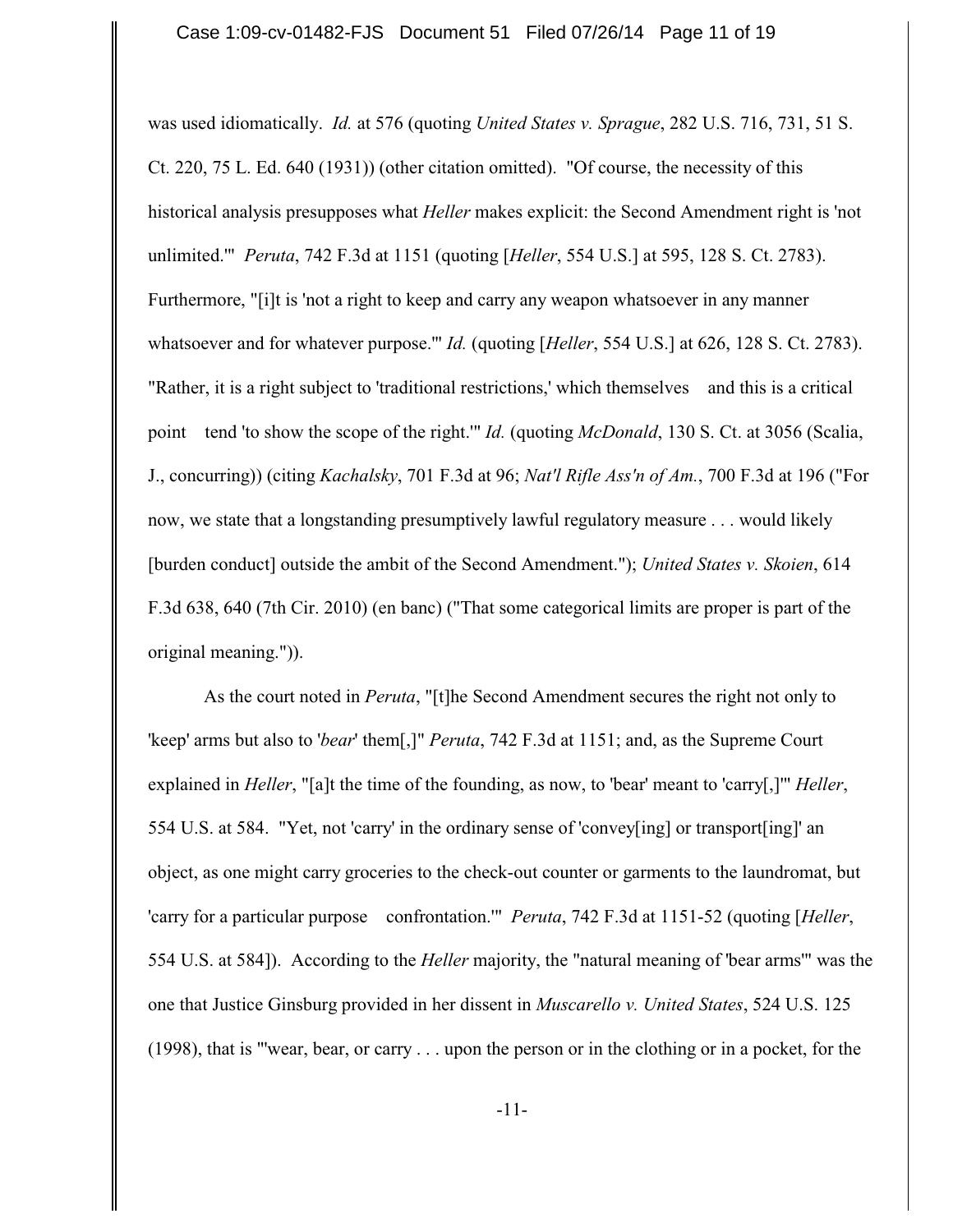was used idiomatically. *Id.* at 576 (quoting *United States v. Sprague*, 282 U.S. 716, 731, 51 S. Ct. 220, 75 L. Ed. 640 (1931)) (other citation omitted). "Of course, the necessity of this historical analysis presupposes what *Heller* makes explicit: the Second Amendment right is 'not unlimited.'" *Peruta*, 742 F.3d at 1151 (quoting [*Heller*, 554 U.S.] at 595, 128 S. Ct. 2783). Furthermore, "[i]t is 'not a right to keep and carry any weapon whatsoever in any manner whatsoever and for whatever purpose.'" *Id.* (quoting [*Heller*, 554 U.S.] at 626, 128 S. Ct. 2783). "Rather, it is a right subject to 'traditional restrictions,' which themselves  and this is a critical point  tend 'to show the scope of the right.'" *Id.* (quoting *McDonald*, 130 S. Ct. at 3056 (Scalia, J., concurring)) (citing *Kachalsky*, 701 F.3d at 96; *Nat'l Rifle Ass'n of Am.*, 700 F.3d at 196 ("For now, we state that a longstanding presumptively lawful regulatory measure . . . would likely [burden conduct] outside the ambit of the Second Amendment."); *United States v. Skoien*, 614 F.3d 638, 640 (7th Cir. 2010) (en banc) ("That some categorical limits are proper is part of the original meaning.")).

As the court noted in *Peruta*, "[t]he Second Amendment secures the right not only to 'keep' arms but also to '*bear*' them[,]" *Peruta*, 742 F.3d at 1151; and, as the Supreme Court explained in *Heller*, "[a]t the time of the founding, as now, to 'bear' meant to 'carry[,]'" *Heller*, 554 U.S. at 584. "Yet, not 'carry' in the ordinary sense of 'convey[ing] or transport[ing]' an object, as one might carry groceries to the check-out counter or garments to the laundromat, but 'carry for a particular purpose  confrontation.'" *Peruta*, 742 F.3d at 1151-52 (quoting [*Heller*, 554 U.S. at 584]). According to the *Heller* majority, the "natural meaning of 'bear arms'" was the one that Justice Ginsburg provided in her dissent in *Muscarello v. United States*, 524 U.S. 125 (1998), that is "'wear, bear, or carry . . . upon the person or in the clothing or in a pocket, for the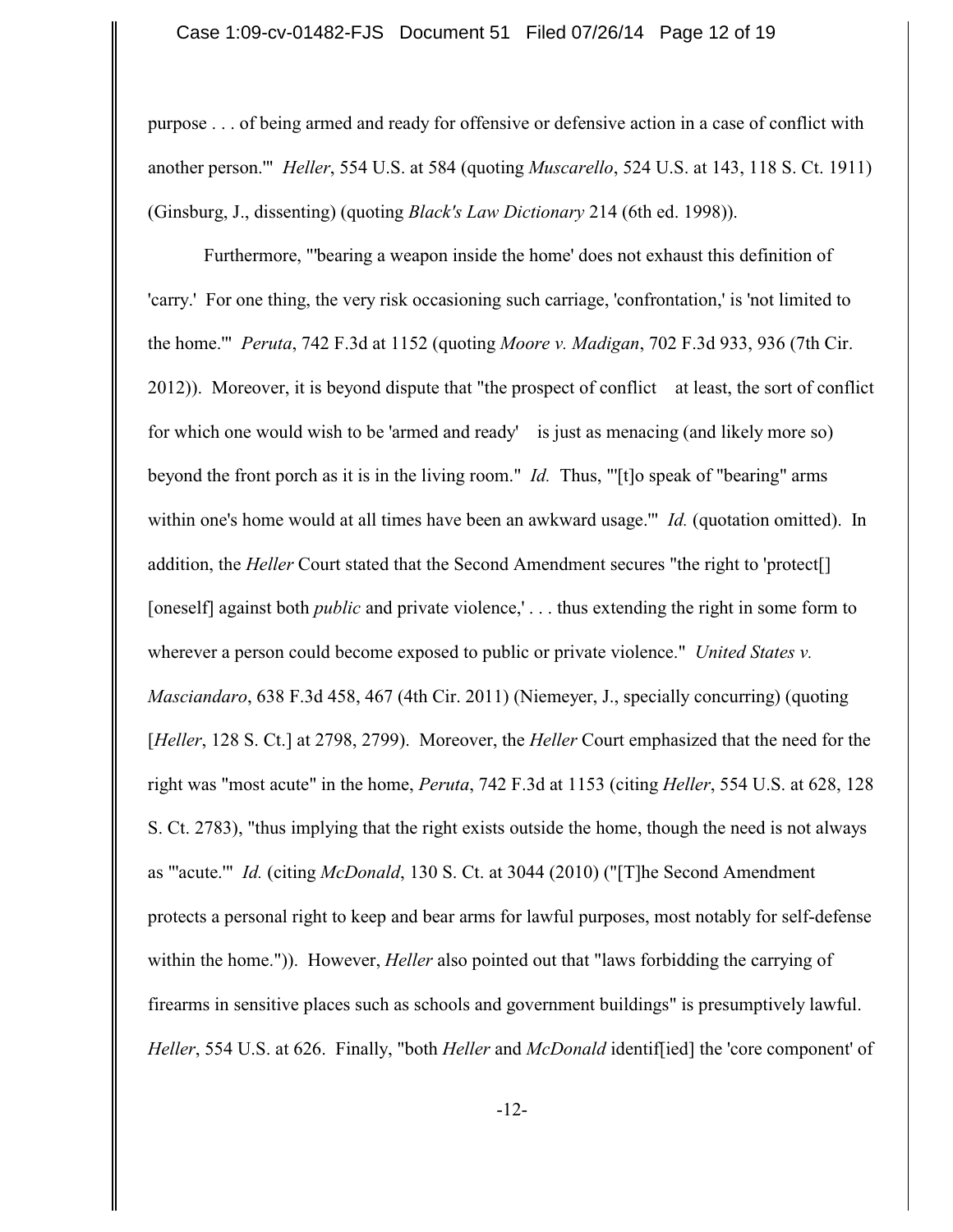purpose . . . of being armed and ready for offensive or defensive action in a case of conflict with another person.'" *Heller*, 554 U.S. at 584 (quoting *Muscarello*, 524 U.S. at 143, 118 S. Ct. 1911) (Ginsburg, J., dissenting) (quoting *Black's Law Dictionary* 214 (6th ed. 1998)).

Furthermore, "'bearing a weapon inside the home' does not exhaust this definition of 'carry.' For one thing, the very risk occasioning such carriage, 'confrontation,' is 'not limited to the home.'" *Peruta*, 742 F.3d at 1152 (quoting *Moore v. Madigan*, 702 F.3d 933, 936 (7th Cir. 2012)). Moreover, it is beyond dispute that "the prospect of conflict at least, the sort of conflict for which one would wish to be 'armed and ready' is just as menacing (and likely more so) beyond the front porch as it is in the living room." *Id.* Thus, "'[t]o speak of "bearing" arms within one's home would at all times have been an awkward usage.'" *Id.* (quotation omitted). In addition, the *Heller* Court stated that the Second Amendment secures "the right to 'protect[] [oneself] against both *public* and private violence,' . . . thus extending the right in some form to wherever a person could become exposed to public or private violence." *United States v. Masciandaro*, 638 F.3d 458, 467 (4th Cir. 2011) (Niemeyer, J., specially concurring) (quoting [*Heller*, 128 S. Ct.] at 2798, 2799). Moreover, the *Heller* Court emphasized that the need for the right was "most acute" in the home, *Peruta*, 742 F.3d at 1153 (citing *Heller*, 554 U.S. at 628, 128 S. Ct. 2783), "thus implying that the right exists outside the home, though the need is not always as '"acute."' *Id.* (citing *McDonald*, 130 S. Ct. at 3044 (2010) ("[T]he Second Amendment protects a personal right to keep and bear arms for lawful purposes, most notably for self-defense within the home.")). However, *Heller* also pointed out that "laws forbidding the carrying of firearms in sensitive places such as schools and government buildings" is presumptively lawful. *Heller*, 554 U.S. at 626. Finally, "both *Heller* and *McDonald* identif[ied] the 'core component' of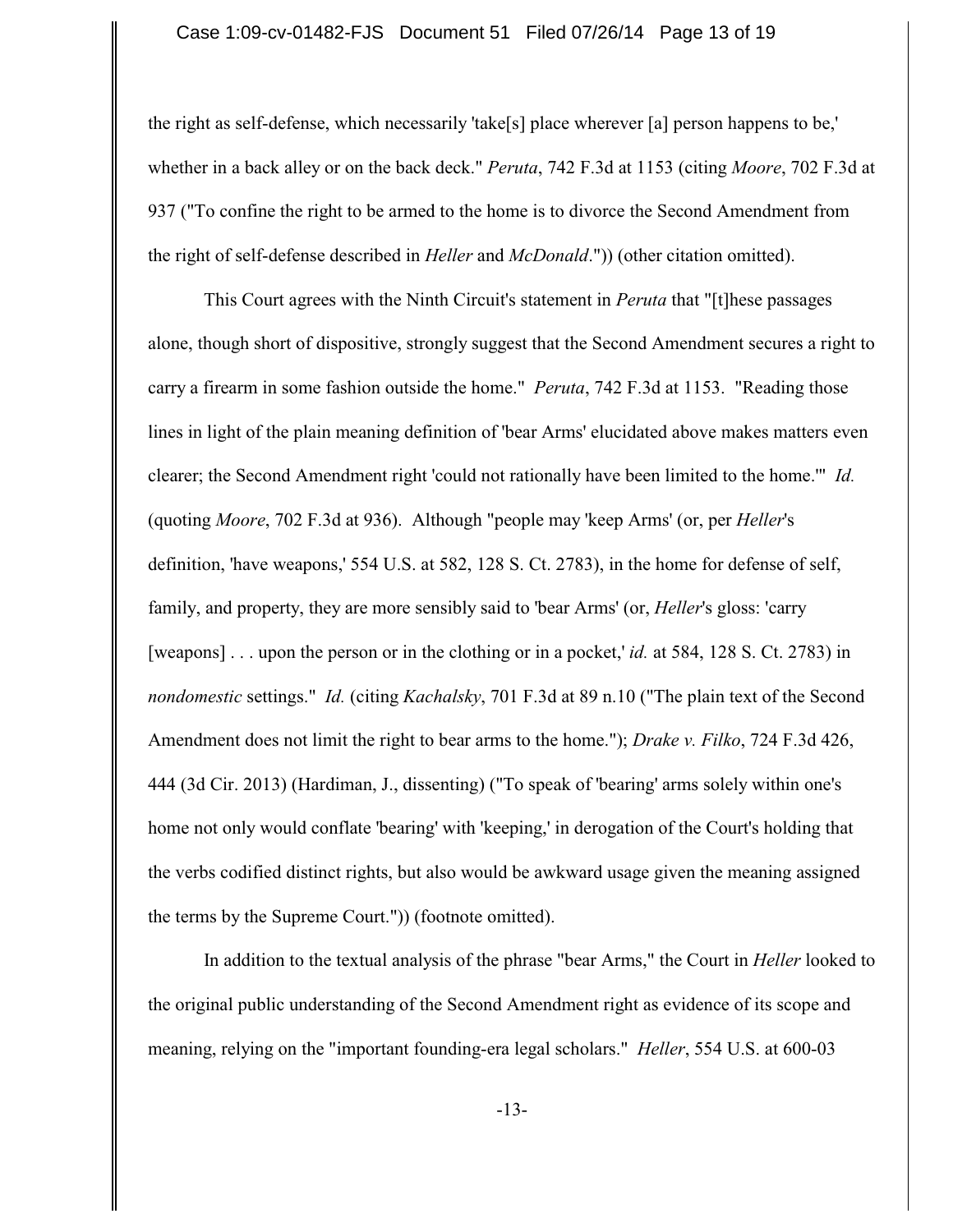the right as self-defense, which necessarily 'take[s] place wherever [a] person happens to be,' whether in a back alley or on the back deck." *Peruta*, 742 F.3d at 1153 (citing *Moore*, 702 F.3d at 937 ("To confine the right to be armed to the home is to divorce the Second Amendment from the right of self-defense described in *Heller* and *McDonald*.")) (other citation omitted).

This Court agrees with the Ninth Circuit's statement in *Peruta* that "[t]hese passages alone, though short of dispositive, strongly suggest that the Second Amendment secures a right to carry a firearm in some fashion outside the home." *Peruta*, 742 F.3d at 1153. "Reading those lines in light of the plain meaning definition of 'bear Arms' elucidated above makes matters even clearer; the Second Amendment right 'could not rationally have been limited to the home.'" *Id.* (quoting *Moore*, 702 F.3d at 936). Although "people may 'keep Arms' (or, per *Heller*'s definition, 'have weapons,' 554 U.S. at 582, 128 S. Ct. 2783), in the home for defense of self, family, and property, they are more sensibly said to 'bear Arms' (or, *Heller*'s gloss: 'carry [weapons] . . . upon the person or in the clothing or in a pocket,' *id.* at 584, 128 S. Ct. 2783) in *nondomestic* settings." *Id.* (citing *Kachalsky*, 701 F.3d at 89 n.10 ("The plain text of the Second Amendment does not limit the right to bear arms to the home."); *Drake v. Filko*, 724 F.3d 426, 444 (3d Cir. 2013) (Hardiman, J., dissenting) ("To speak of 'bearing' arms solely within one's home not only would conflate 'bearing' with 'keeping,' in derogation of the Court's holding that the verbs codified distinct rights, but also would be awkward usage given the meaning assigned the terms by the Supreme Court.")) (footnote omitted).

In addition to the textual analysis of the phrase "bear Arms," the Court in *Heller* looked to the original public understanding of the Second Amendment right as evidence of its scope and meaning, relying on the "important founding-era legal scholars." *Heller*, 554 U.S. at 600-03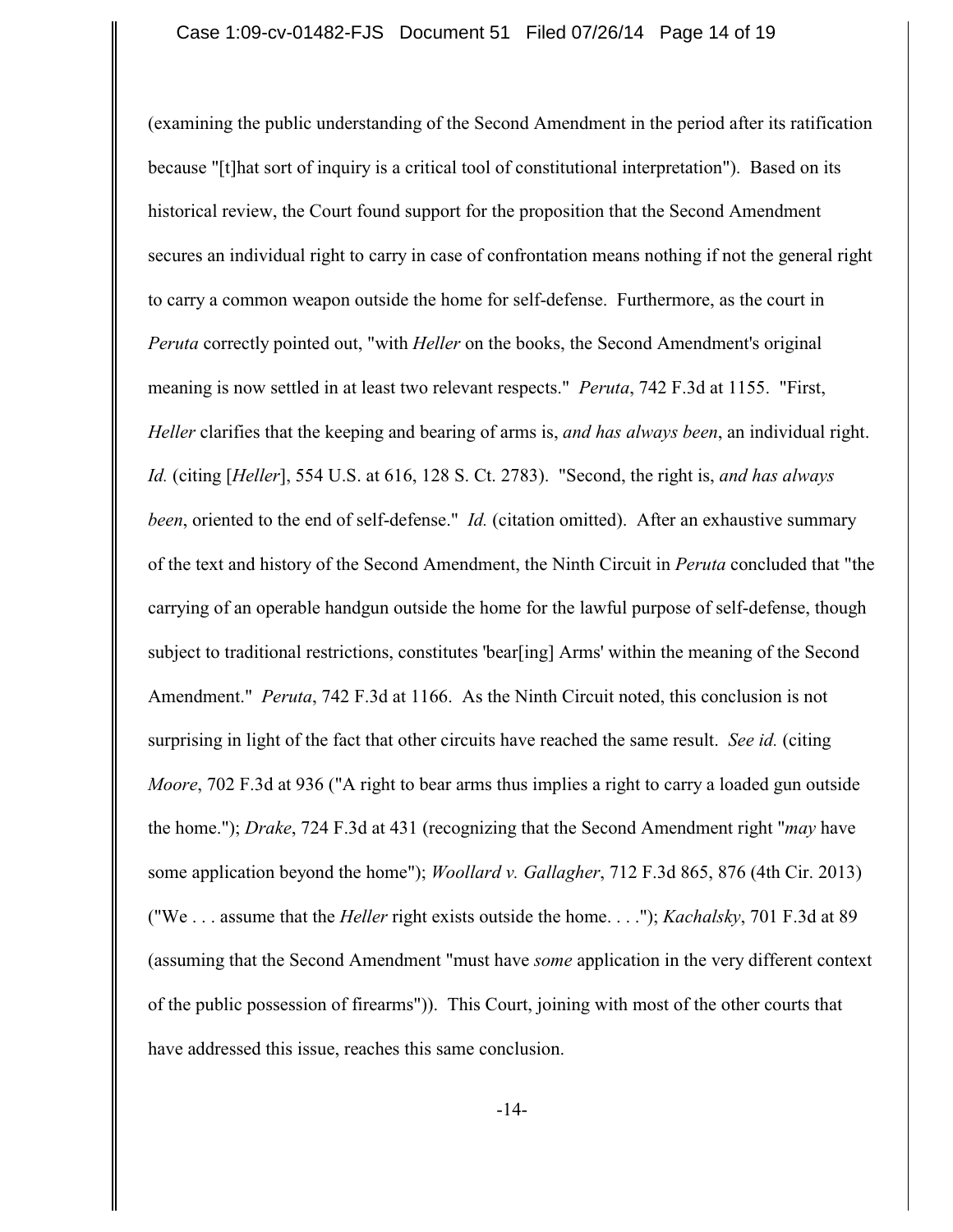(examining the public understanding of the Second Amendment in the period after its ratification because "[t]hat sort of inquiry is a critical tool of constitutional interpretation"). Based on its historical review, the Court found support for the proposition that the Second Amendment secures an individual right to carry in case of confrontation means nothing if not the general right to carry a common weapon outside the home for self-defense. Furthermore, as the court in *Peruta* correctly pointed out, "with *Heller* on the books, the Second Amendment's original meaning is now settled in at least two relevant respects." *Peruta*, 742 F.3d at 1155. "First, *Heller* clarifies that the keeping and bearing of arms is, *and has always been*, an individual right. *Id.* (citing [*Heller*], 554 U.S. at 616, 128 S. Ct. 2783). "Second, the right is, *and has always been*, oriented to the end of self-defense." *Id.* (citation omitted). After an exhaustive summary of the text and history of the Second Amendment, the Ninth Circuit in *Peruta* concluded that "the carrying of an operable handgun outside the home for the lawful purpose of self-defense, though subject to traditional restrictions, constitutes 'bear[ing] Arms' within the meaning of the Second Amendment." *Peruta*, 742 F.3d at 1166. As the Ninth Circuit noted, this conclusion is not surprising in light of the fact that other circuits have reached the same result. *See id.* (citing *Moore*, 702 F.3d at 936 ("A right to bear arms thus implies a right to carry a loaded gun outside the home."); *Drake*, 724 F.3d at 431 (recognizing that the Second Amendment right "*may* have some application beyond the home"); *Woollard v. Gallagher*, 712 F.3d 865, 876 (4th Cir. 2013) ("We . . . assume that the *Heller* right exists outside the home. . . ."); *Kachalsky*, 701 F.3d at 89 (assuming that the Second Amendment "must have *some* application in the very different context of the public possession of firearms")). This Court, joining with most of the other courts that have addressed this issue, reaches this same conclusion.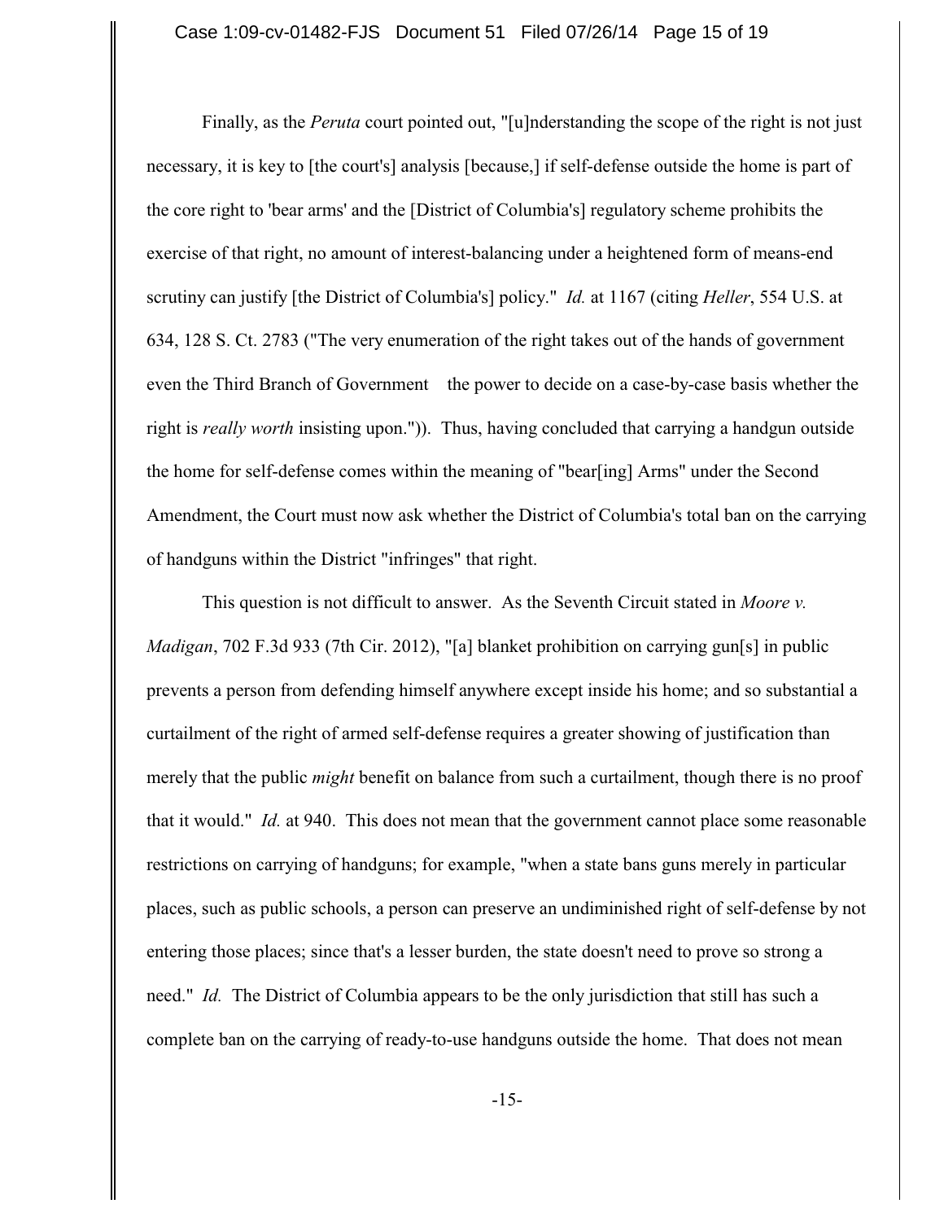Finally, as the *Peruta* court pointed out, "[u]nderstanding the scope of the right is not just necessary, it is key to [the court's] analysis [because,] if self-defense outside the home is part of the core right to 'bear arms' and the [District of Columbia's] regulatory scheme prohibits the exercise of that right, no amount of interest-balancing under a heightened form of means-end scrutiny can justify [the District of Columbia's] policy." *Id.* at 1167 (citing *Heller*, 554 U.S. at 634, 128 S. Ct. 2783 ("The very enumeration of the right takes out of the hands of government even the Third Branch of Government the power to decide on a case-by-case basis whether the right is *really worth* insisting upon.")). Thus, having concluded that carrying a handgun outside the home for self-defense comes within the meaning of "bear[ing] Arms" under the Second Amendment, the Court must now ask whether the District of Columbia's total ban on the carrying of handguns within the District "infringes" that right.

This question is not difficult to answer. As the Seventh Circuit stated in *Moore v. Madigan*, 702 F.3d 933 (7th Cir. 2012), "[a] blanket prohibition on carrying gun[s] in public prevents a person from defending himself anywhere except inside his home; and so substantial a curtailment of the right of armed self-defense requires a greater showing of justification than merely that the public *might* benefit on balance from such a curtailment, though there is no proof that it would." *Id.* at 940. This does not mean that the government cannot place some reasonable restrictions on carrying of handguns; for example, "when a state bans guns merely in particular places, such as public schools, a person can preserve an undiminished right of self-defense by not entering those places; since that's a lesser burden, the state doesn't need to prove so strong a need." *Id.* The District of Columbia appears to be the only jurisdiction that still has such a complete ban on the carrying of ready-to-use handguns outside the home. That does not mean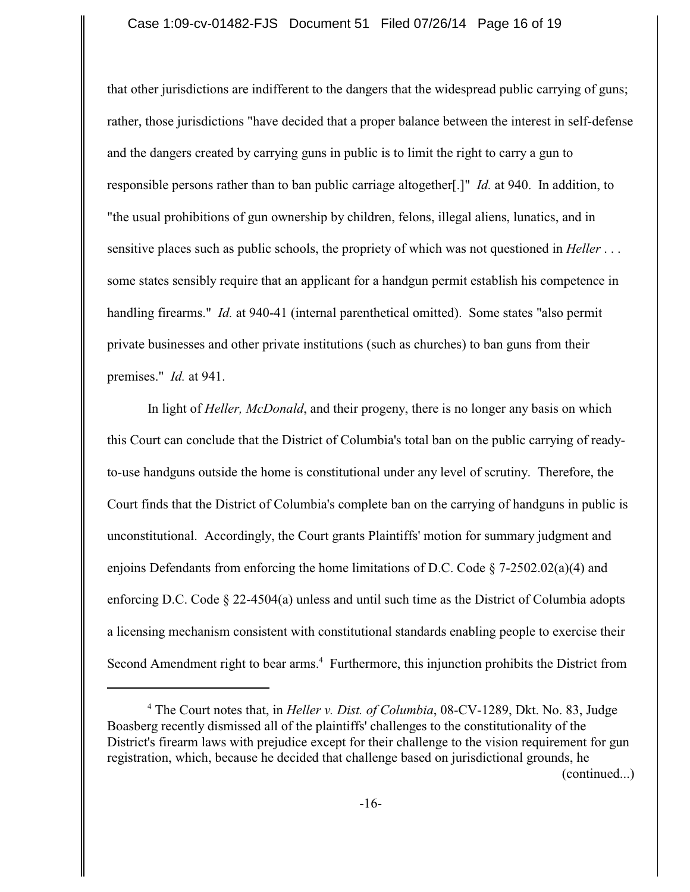that other jurisdictions are indifferent to the dangers that the widespread public carrying of guns; rather, those jurisdictions "have decided that a proper balance between the interest in self-defense and the dangers created by carrying guns in public is to limit the right to carry a gun to responsible persons rather than to ban public carriage altogether[.]" *Id.* at 940. In addition, to "the usual prohibitions of gun ownership by children, felons, illegal aliens, lunatics, and in sensitive places such as public schools, the propriety of which was not questioned in *Heller* . . . some states sensibly require that an applicant for a handgun permit establish his competence in handling firearms." *Id.* at 940-41 (internal parenthetical omitted). Some states "also permit private businesses and other private institutions (such as churches) to ban guns from their premises." *Id.* at 941.

In light of *Heller, McDonald*, and their progeny, there is no longer any basis on which this Court can conclude that the District of Columbia's total ban on the public carrying of ready-to-use handguns outside the home is constitutional under any level of scrutiny. Therefore, the Court finds that the District of Columbia's complete ban on the carrying of handguns in public is unconstitutional. Accordingly, the Court grants Plaintiffs' motion for summary judgment and enjoins Defendants from enforcing the home limitations of D.C. Code § 7-2502.02(a)(4) and enforcing D.C. Code § 22-4504(a) unless and until such time as the District of Columbia adopts a licensing mechanism consistent with constitutional standards enabling people to exercise their Second Amendment right to bear arms.[4] Furthermore, this injunction prohibits the District from

---

[4] The Court notes that, in *Heller v. Dist. of Columbia*, 08-CV-1289, Dkt. No. 83, Judge Boasberg recently dismissed all of the plaintiffs' challenges to the constitutionality of the District's firearm laws with prejudice except for their challenge to the vision requirement for gun registration, which, because he decided that challenge based on jurisdictional grounds, he (continued...)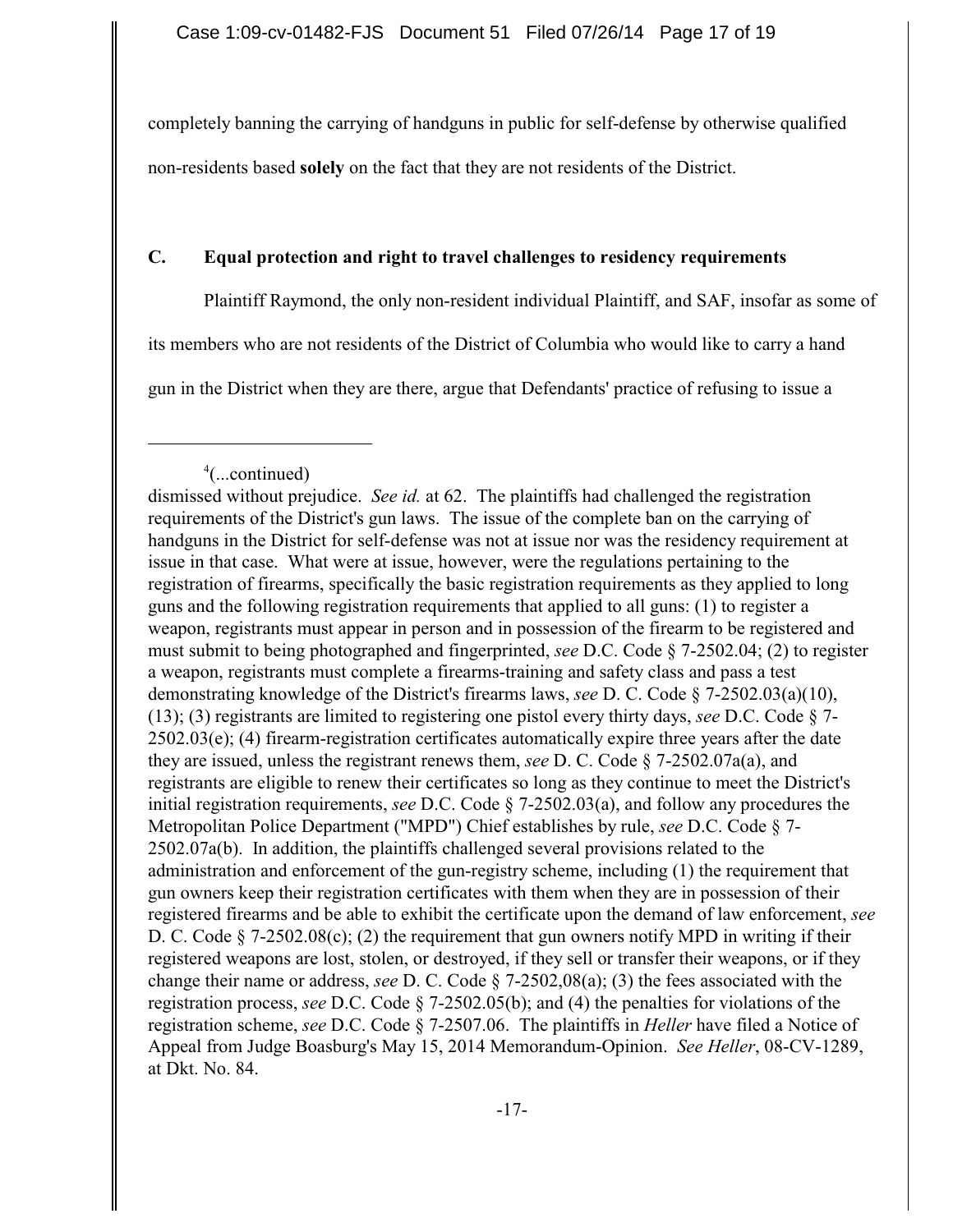completely banning the carrying of handguns in public for self-defense by otherwise qualified non-residents based **solely** on the fact that they are not residents of the District.

### C. Equal protection and right to travel challenges to residency requirements

Plaintiff Raymond, the only non-resident individual Plaintiff, and SAF, insofar as some of its members who are not residents of the District of Columbia who would like to carry a hand gun in the District when they are there, argue that Defendants' practice of refusing to issue a

---

[4](...continued)

dismissed without prejudice. *See id.* at 62. The plaintiffs had challenged the registration requirements of the District's gun laws. The issue of the complete ban on the carrying of handguns in the District for self-defense was not at issue nor was the residency requirement at issue in that case. What were at issue, however, were the regulations pertaining to the registration of firearms, specifically the basic registration requirements as they applied to long guns and the following registration requirements that applied to all guns: (1) to register a weapon, registrants must appear in person and in possession of the firearm to be registered and must submit to being photographed and fingerprinted, *see* D.C. Code § 7-2502.04; (2) to register a weapon, registrants must complete a firearms-training and safety class and pass a test demonstrating knowledge of the District's firearms laws, *see* D. C. Code § 7-2502.03(a)(10), (13); (3) registrants are limited to registering one pistol every thirty days, *see* D.C. Code § 7-2502.03(e); (4) firearm-registration certificates automatically expire three years after the date they are issued, unless the registrant renews them, *see* D. C. Code § 7-2502.07a(a), and registrants are eligible to renew their certificates so long as they continue to meet the District's initial registration requirements, *see* D.C. Code § 7-2502.03(a), and follow any procedures the Metropolitan Police Department ("MPD") Chief establishes by rule, *see* D.C. Code § 7-2502.07a(b). In addition, the plaintiffs challenged several provisions related to the administration and enforcement of the gun-registry scheme, including (1) the requirement that gun owners keep their registration certificates with them when they are in possession of their registered firearms and be able to exhibit the certificate upon the demand of law enforcement, *see* D. C. Code § 7-2502.08(c); (2) the requirement that gun owners notify MPD in writing if their registered weapons are lost, stolen, or destroyed, if they sell or transfer their weapons, or if they change their name or address, *see* D. C. Code § 7-2502,08(a); (3) the fees associated with the registration process, *see* D.C. Code § 7-2502.05(b); and (4) the penalties for violations of the registration scheme, *see* D.C. Code § 7-2507.06. The plaintiffs in *Heller* have filed a Notice of Appeal from Judge Boasburg's May 15, 2014 Memorandum-Opinion. *See Heller*, 08-CV-1289, at Dkt. No. 84.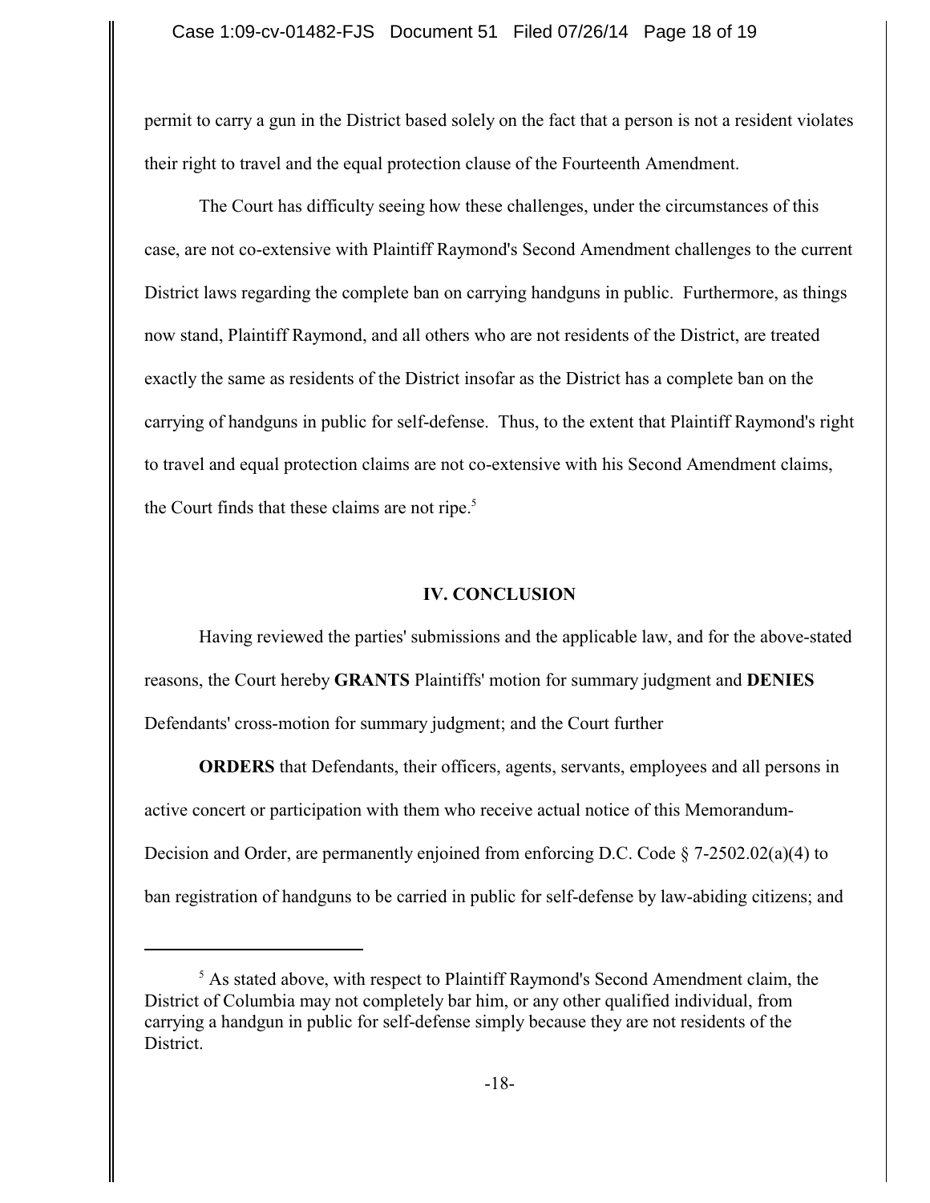permit to carry a gun in the District based solely on the fact that a person is not a resident violates their right to travel and the equal protection clause of the Fourteenth Amendment.

The Court has difficulty seeing how these challenges, under the circumstances of this case, are not co-extensive with Plaintiff Raymond's Second Amendment challenges to the current District laws regarding the complete ban on carrying handguns in public. Furthermore, as things now stand, Plaintiff Raymond, and all others who are not residents of the District, are treated exactly the same as residents of the District insofar as the District has a complete ban on the carrying of handguns in public for self-defense. Thus, to the extent that Plaintiff Raymond's right to travel and equal protection claims are not co-extensive with his Second Amendment claims, the Court finds that these claims are not ripe.[5]

## IV. CONCLUSION

Having reviewed the parties' submissions and the applicable law, and for the above-stated reasons, the Court hereby **GRANTS** Plaintiffs' motion for summary judgment and **DENIES** Defendants' cross-motion for summary judgment; and the Court further

**ORDERS** that Defendants, their officers, agents, servants, employees and all persons in active concert or participation with them who receive actual notice of this Memorandum-Decision and Order, are permanently enjoined from enforcing D.C. Code § 7-2502.02(a)(4) to ban registration of handguns to be carried in public for self-defense by law-abiding citizens; and

---

[5] As stated above, with respect to Plaintiff Raymond's Second Amendment claim, the District of Columbia may not completely bar him, or any other qualified individual, from carrying a handgun in public for self-defense simply because they are not residents of the District.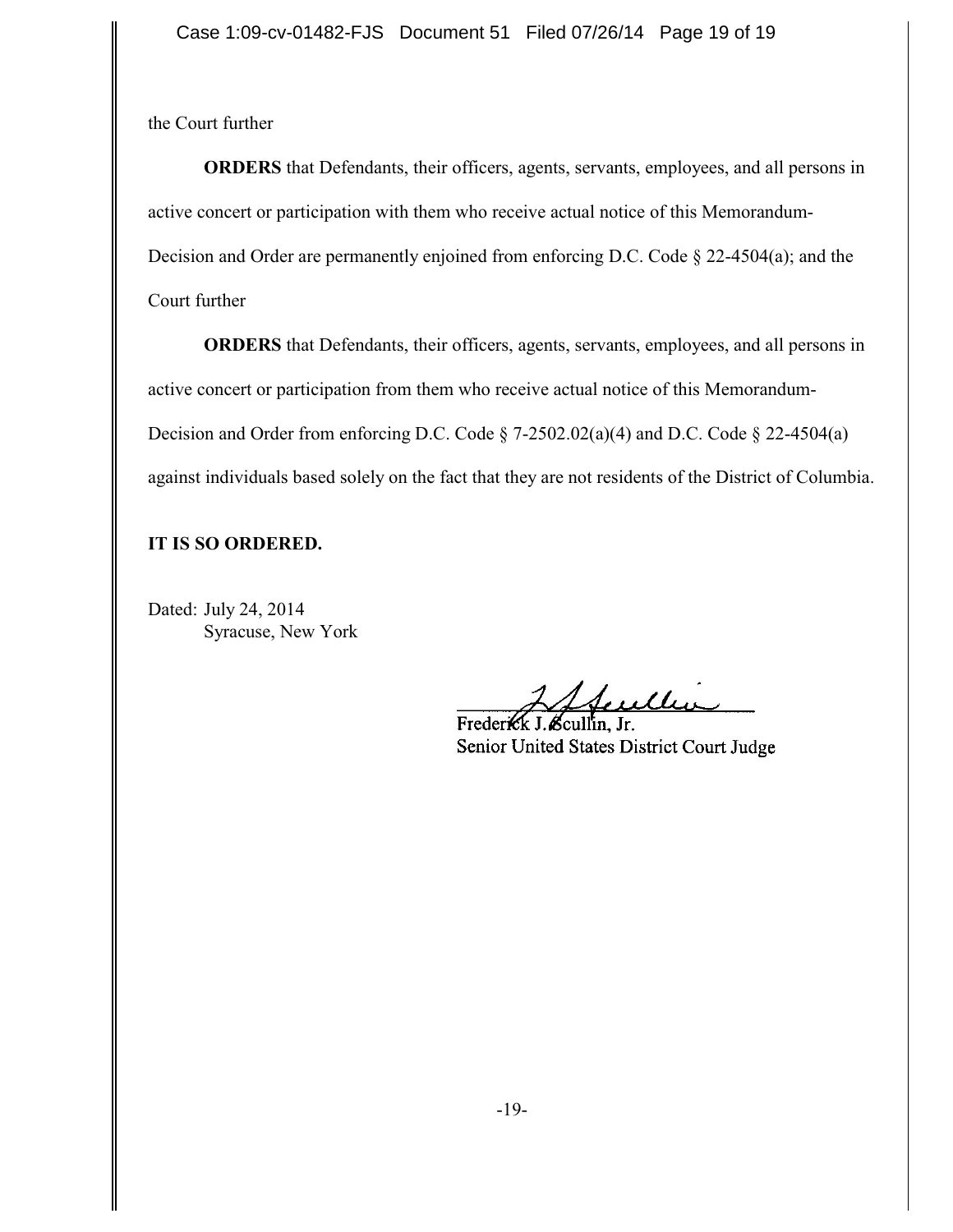the Court further

**ORDERS** that Defendants, their officers, agents, servants, employees, and all persons in active concert or participation with them who receive actual notice of this Memorandum-Decision and Order are permanently enjoined from enforcing D.C. Code § 22-4504(a); and the Court further

**ORDERS** that Defendants, their officers, agents, servants, employees, and all persons in active concert or participation from them who receive actual notice of this Memorandum-Decision and Order from enforcing D.C. Code § 7-2502.02(a)(4) and D.C. Code § 22-4504(a) against individuals based solely on the fact that they are not residents of the District of Columbia.

**IT IS SO ORDERED.**

Dated: July 24, 2014
Syracuse, New York

Frederick J. Scullin, Jr.
Senior United States District Court Judge